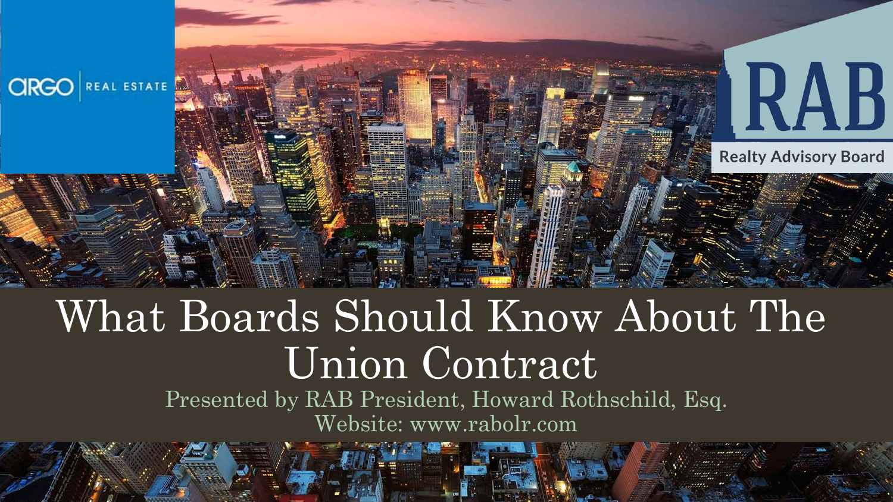ARGO | REAL ESTATE

RAB

Realty Advisory Board

# What Boards Should Know About The Union Contract

Presented by RAB President, Howard Rothschild, Esq.

Website: www.rabolr.com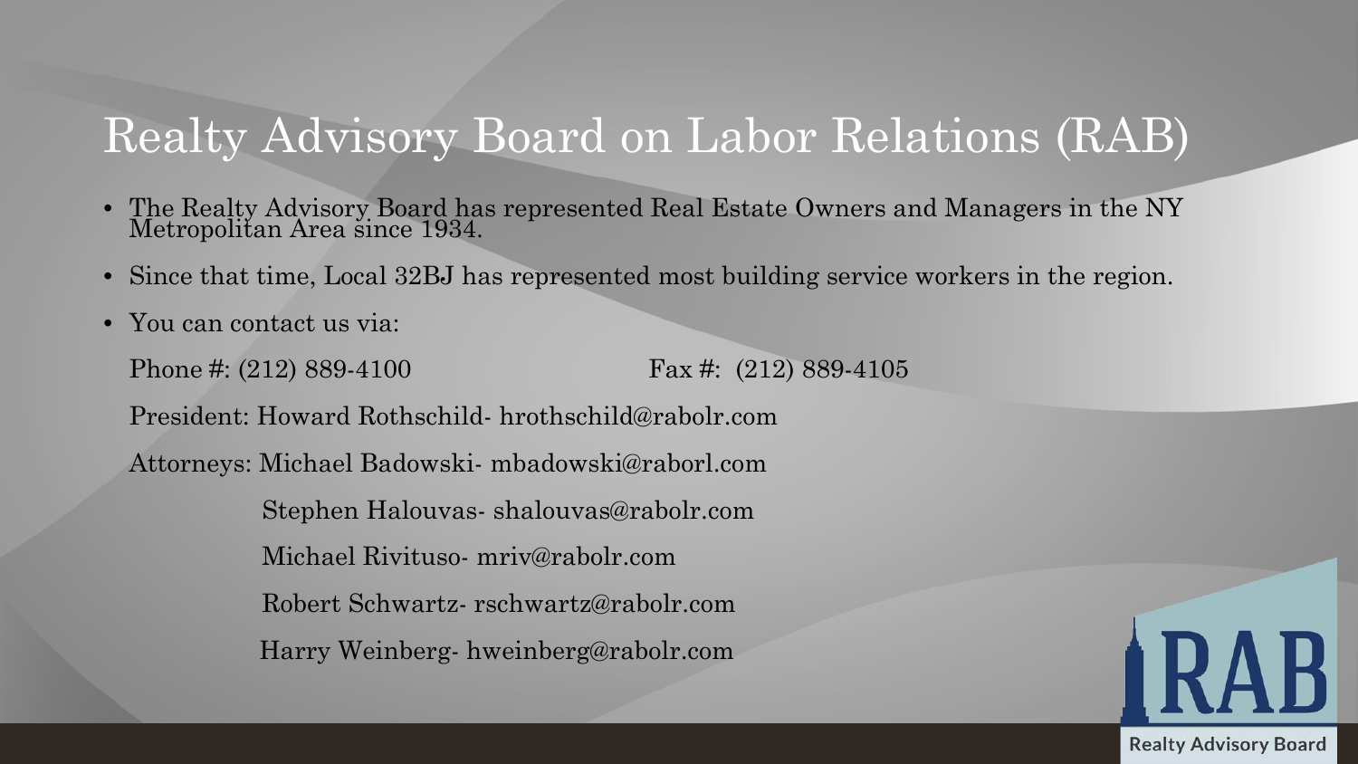# Realty Advisory Board on Labor Relations (RAB)

- The Realty Advisory Board has represented Real Estate Owners and Managers in the NY Metropolitan Area since 1934.
- Since that time, Local 32BJ has represented most building service workers in the region.
- You can contact us via:

  Phone #: (212) 889-4100 Fax #: (212) 889-4105

  President: Howard Rothschild- hrothschild@rabolr.com

  Attorneys: Michael Badowski- mbadowski@raborl.com

  Stephen Halouvas- shalouvas@rabolr.com

  Michael Rivituso- mriv@rabolr.com

  Robert Schwartz- rschwartz@rabolr.com

  Harry Weinberg- hweinberg@rabolr.com

RAB Realty Advisory Board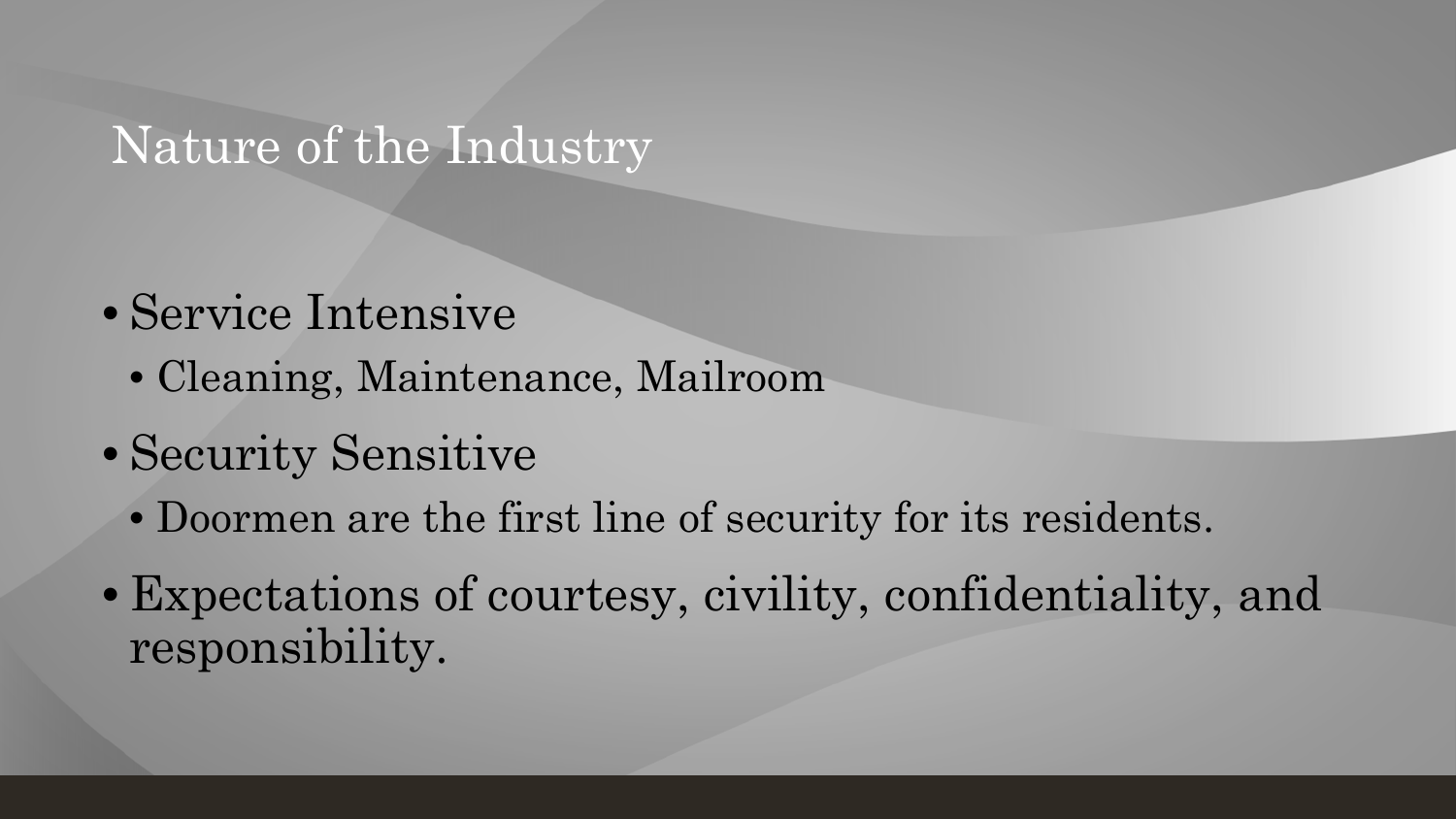# Nature of the Industry

- Service Intensive
  - Cleaning, Maintenance, Mailroom
- Security Sensitive
  - Doormen are the first line of security for its residents.
- Expectations of courtesy, civility, confidentiality, and responsibility.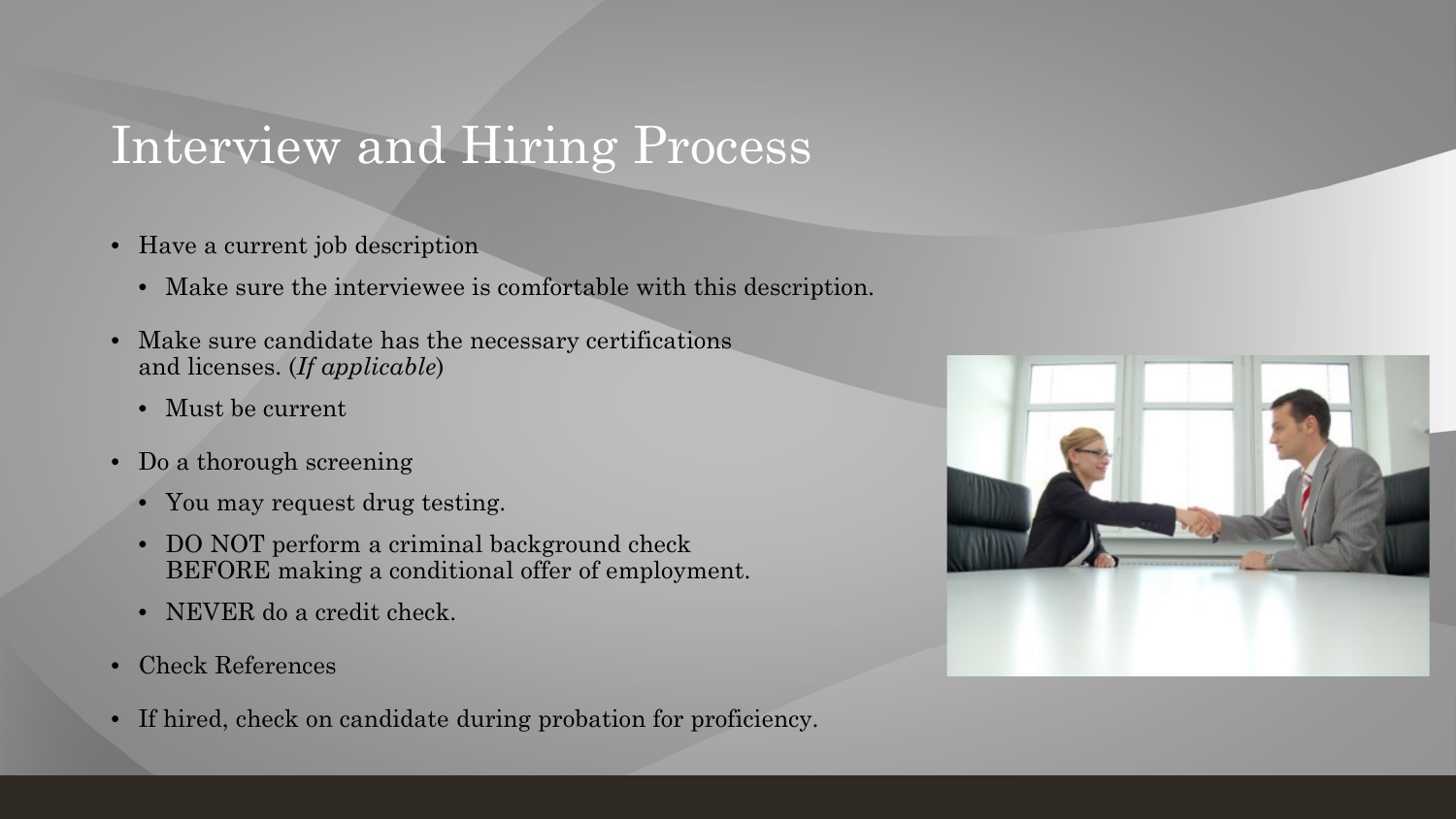# Interview and Hiring Process

- Have a current job description
  - Make sure the interviewee is comfortable with this description.
- Make sure candidate has the necessary certifications and licenses. (*If applicable*)
  - Must be current
- Do a thorough screening
  - You may request drug testing.
  - DO NOT perform a criminal background check BEFORE making a conditional offer of employment.
  - NEVER do a credit check.
- Check References
- If hired, check on candidate during probation for proficiency.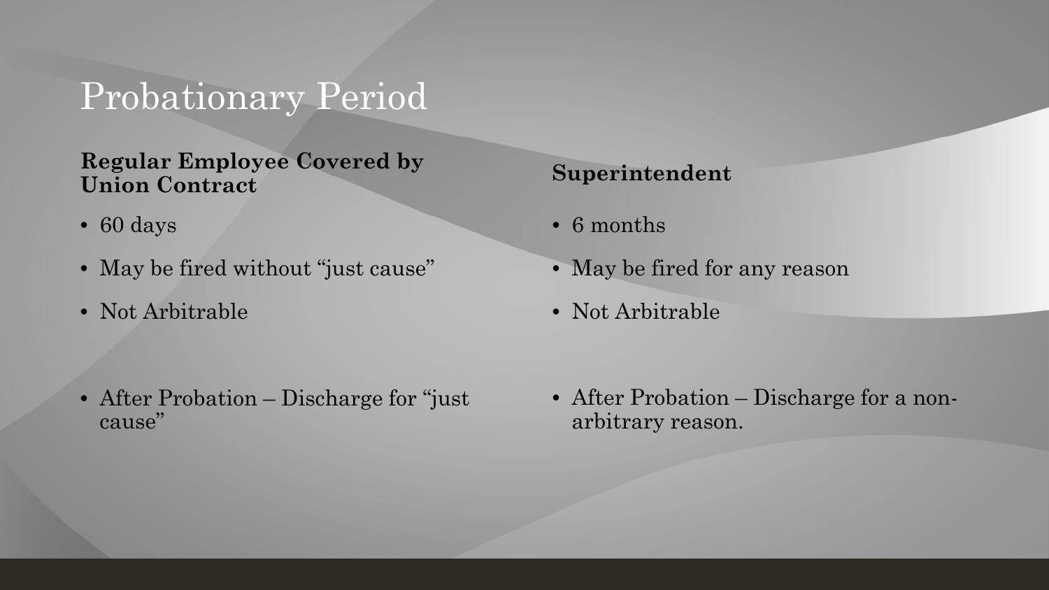# Probationary Period

**Regular Employee Covered by Union Contract**

- 60 days
- May be fired without "just cause"
- Not Arbitrable

- After Probation – Discharge for "just cause"

**Superintendent**

- 6 months
- May be fired for any reason
- Not Arbitrable

- After Probation – Discharge for a non-arbitrary reason.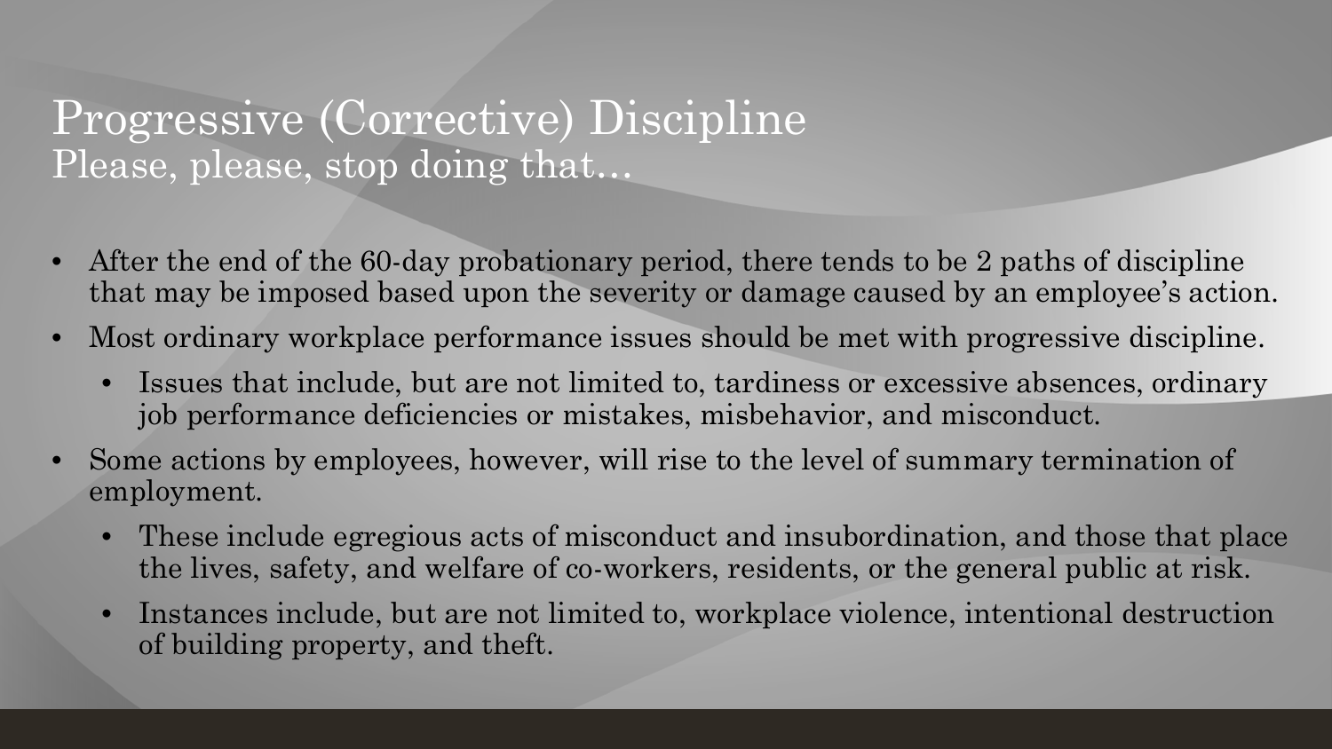# Progressive (Corrective) Discipline
## Please, please, stop doing that…

- After the end of the 60-day probationary period, there tends to be 2 paths of discipline that may be imposed based upon the severity or damage caused by an employee's action.
- Most ordinary workplace performance issues should be met with progressive discipline.
  - Issues that include, but are not limited to, tardiness or excessive absences, ordinary job performance deficiencies or mistakes, misbehavior, and misconduct.
- Some actions by employees, however, will rise to the level of summary termination of employment.
  - These include egregious acts of misconduct and insubordination, and those that place the lives, safety, and welfare of co-workers, residents, or the general public at risk.
  - Instances include, but are not limited to, workplace violence, intentional destruction of building property, and theft.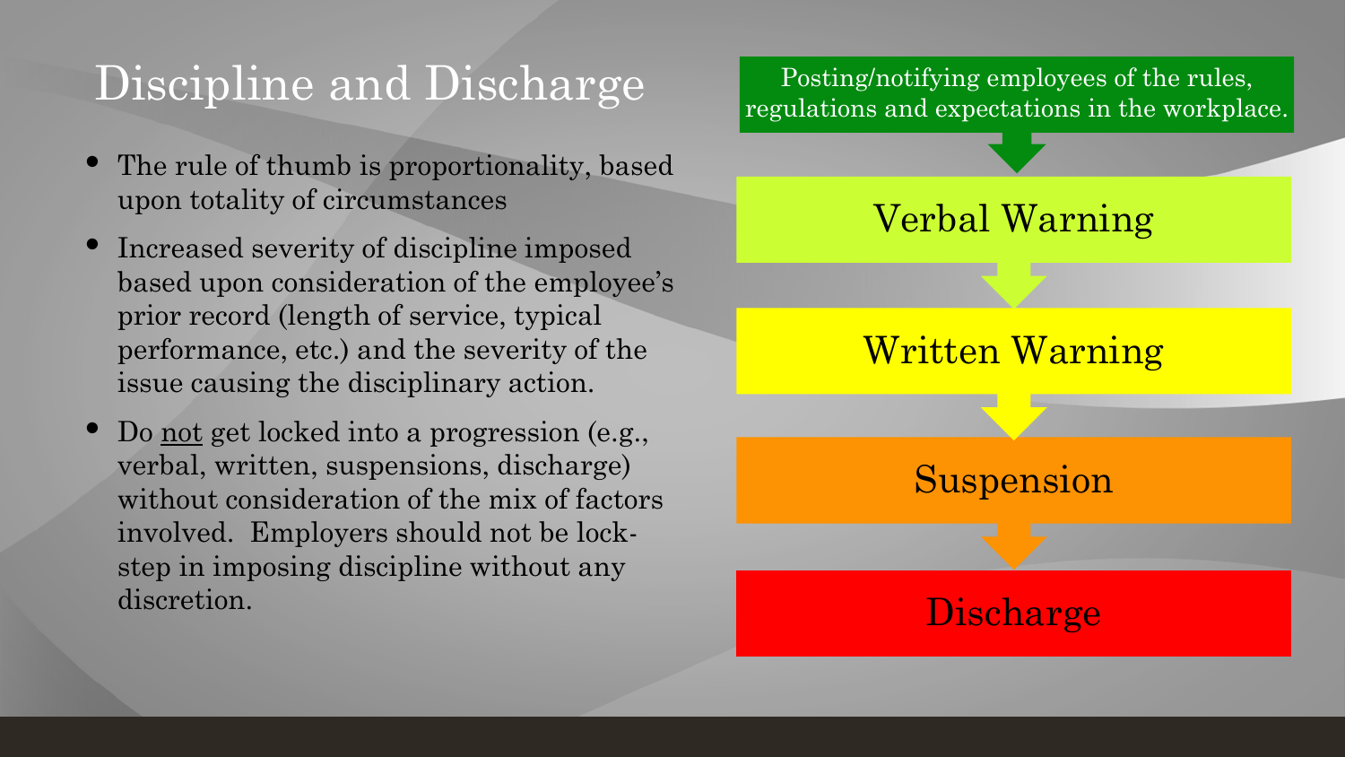# Discipline and Discharge

- The rule of thumb is proportionality, based upon totality of circumstances
- Increased severity of discipline imposed based upon consideration of the employee's prior record (length of service, typical performance, etc.) and the severity of the issue causing the disciplinary action.
- Do <u>not</u> get locked into a progression (e.g., verbal, written, suspensions, discharge) without consideration of the mix of factors involved. Employers should not be lock-step in imposing discipline without any discretion.

Posting/notifying employees of the rules, regulations and expectations in the workplace.

↓

Verbal Warning

↓

Written Warning

↓

Suspension

↓

Discharge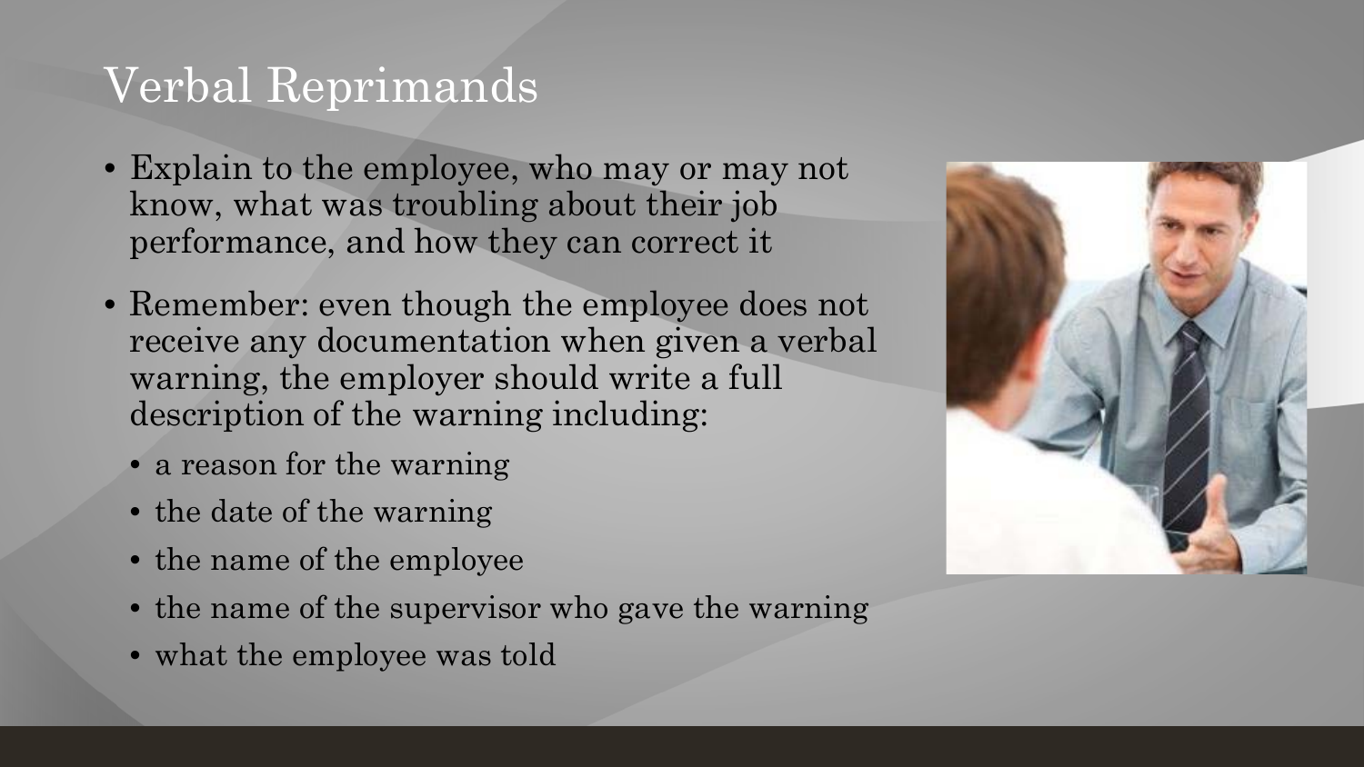# Verbal Reprimands

- Explain to the employee, who may or may not know, what was troubling about their job performance, and how they can correct it
- Remember: even though the employee does not receive any documentation when given a verbal warning, the employer should write a full description of the warning including:
  - a reason for the warning
  - the date of the warning
  - the name of the employee
  - the name of the supervisor who gave the warning
  - what the employee was told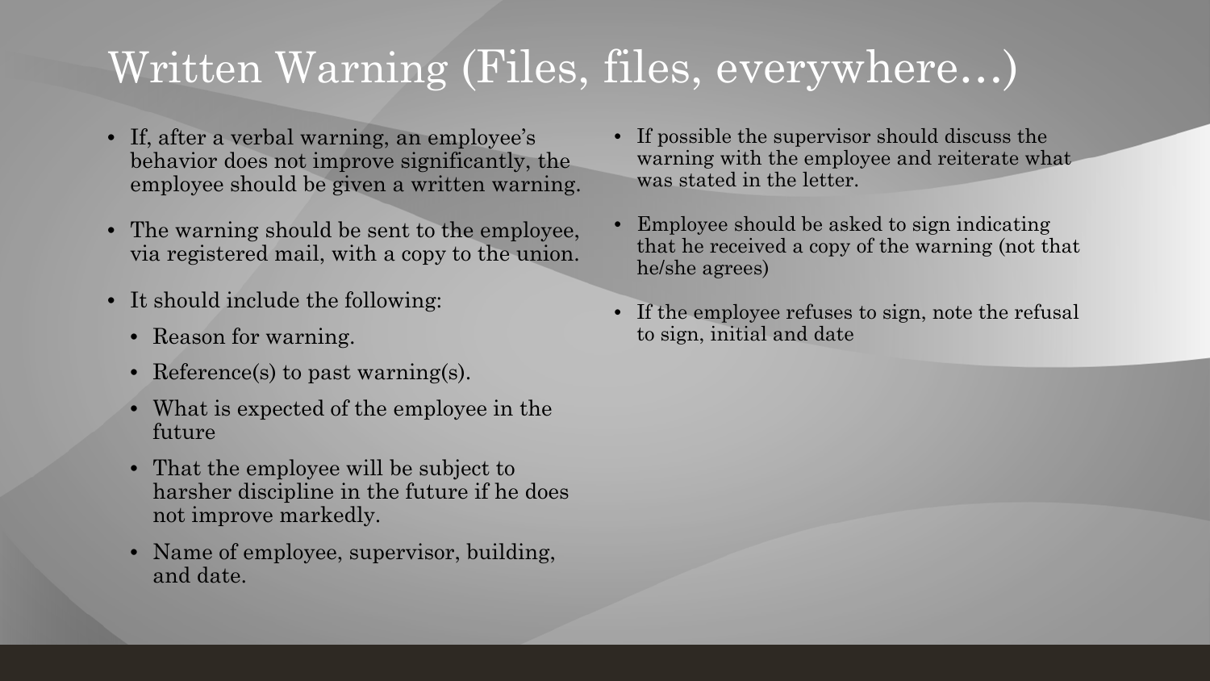# Written Warning (Files, files, everywhere…)

- If, after a verbal warning, an employee's behavior does not improve significantly, the employee should be given a written warning.
- The warning should be sent to the employee, via registered mail, with a copy to the union.
- It should include the following:
  - Reason for warning.
  - Reference(s) to past warning(s).
  - What is expected of the employee in the future
  - That the employee will be subject to harsher discipline in the future if he does not improve markedly.
  - Name of employee, supervisor, building, and date.
- If possible the supervisor should discuss the warning with the employee and reiterate what was stated in the letter.
- Employee should be asked to sign indicating that he received a copy of the warning (not that he/she agrees)
- If the employee refuses to sign, note the refusal to sign, initial and date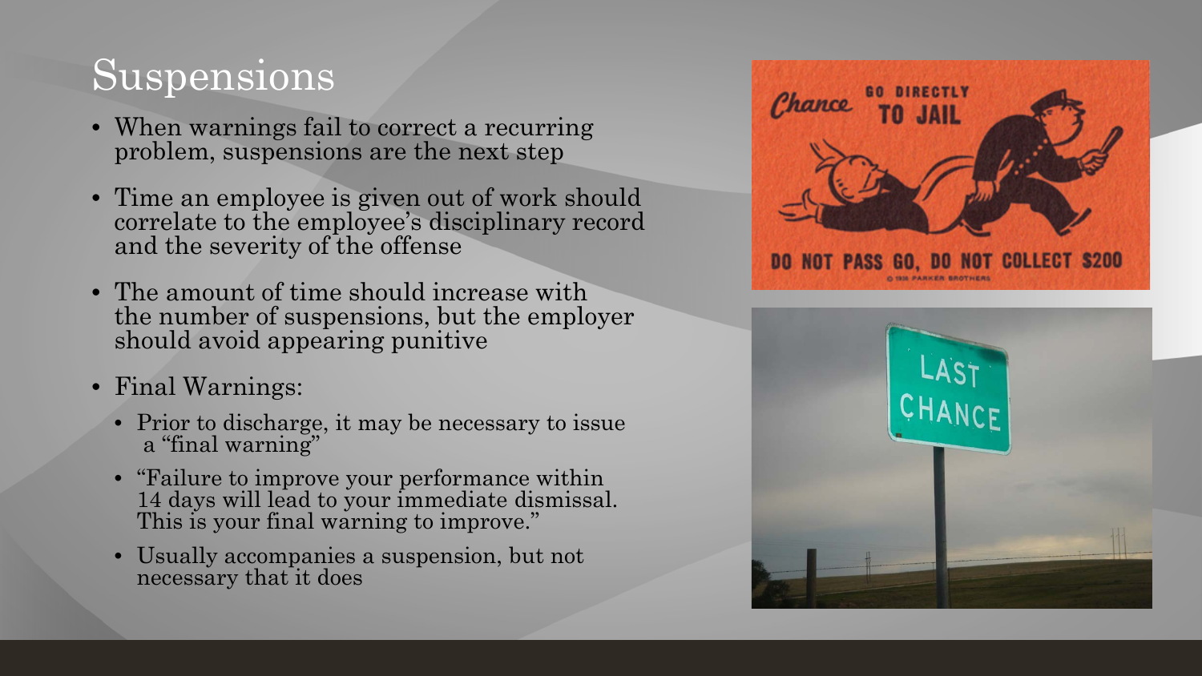# Suspensions

- When warnings fail to correct a recurring problem, suspensions are the next step
- Time an employee is given out of work should correlate to the employee's disciplinary record and the severity of the offense
- The amount of time should increase with the number of suspensions, but the employer should avoid appearing punitive
- Final Warnings:
  - Prior to discharge, it may be necessary to issue a "final warning"
  - "Failure to improve your performance within 14 days will lead to your immediate dismissal. This is your final warning to improve."
  - Usually accompanies a suspension, but not necessary that it does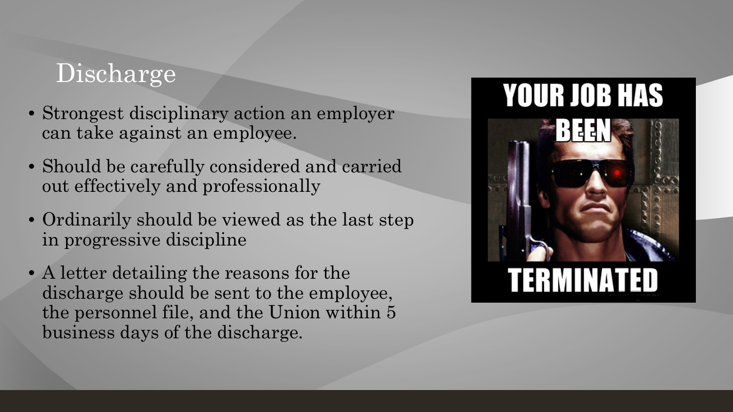# Discharge

- Strongest disciplinary action an employer can take against an employee.
- Should be carefully considered and carried out effectively and professionally
- Ordinarily should be viewed as the last step in progressive discipline
- A letter detailing the reasons for the discharge should be sent to the employee, the personnel file, and the Union within 5 business days of the discharge.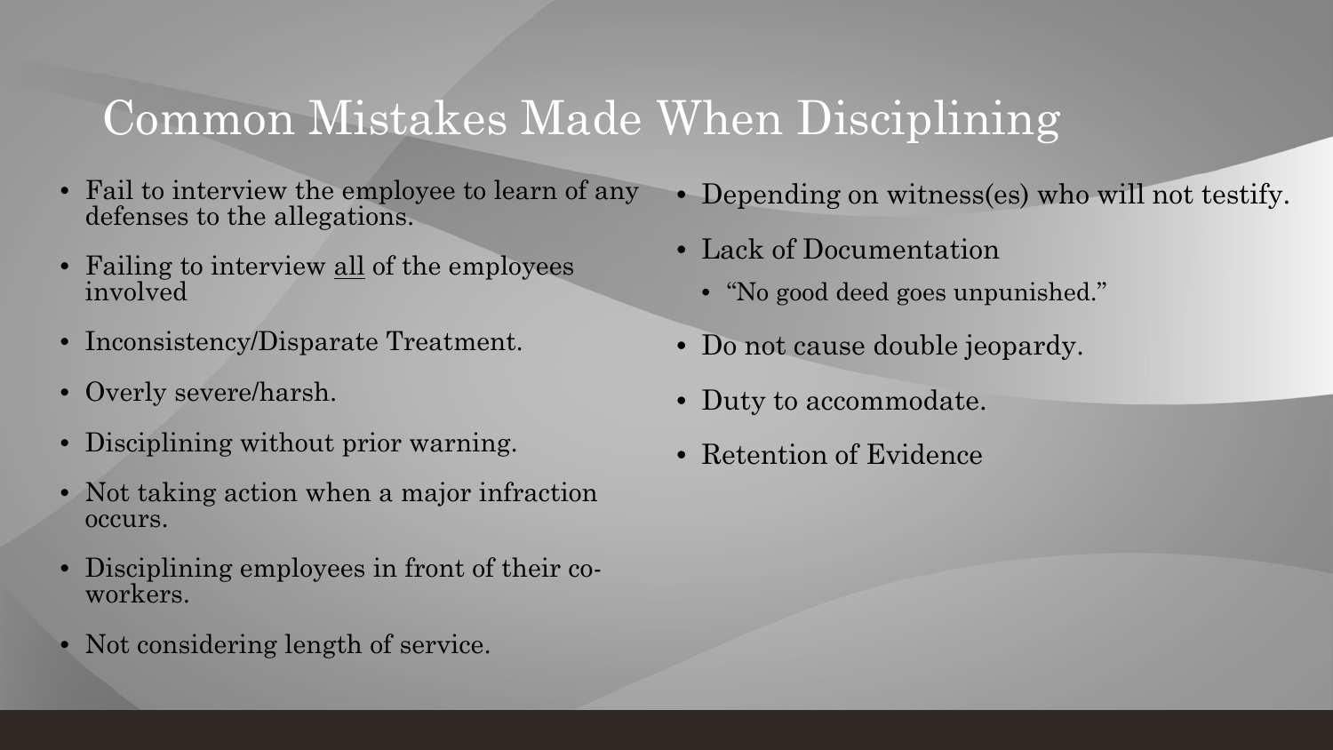# Common Mistakes Made When Disciplining

- Fail to interview the employee to learn of any defenses to the allegations.
- Failing to interview <u>all</u> of the employees involved
- Inconsistency/Disparate Treatment.
- Overly severe/harsh.
- Disciplining without prior warning.
- Not taking action when a major infraction occurs.
- Disciplining employees in front of their co-workers.
- Not considering length of service.
- Depending on witness(es) who will not testify.
- Lack of Documentation
  - "No good deed goes unpunished."
- Do not cause double jeopardy.
- Duty to accommodate.
- Retention of Evidence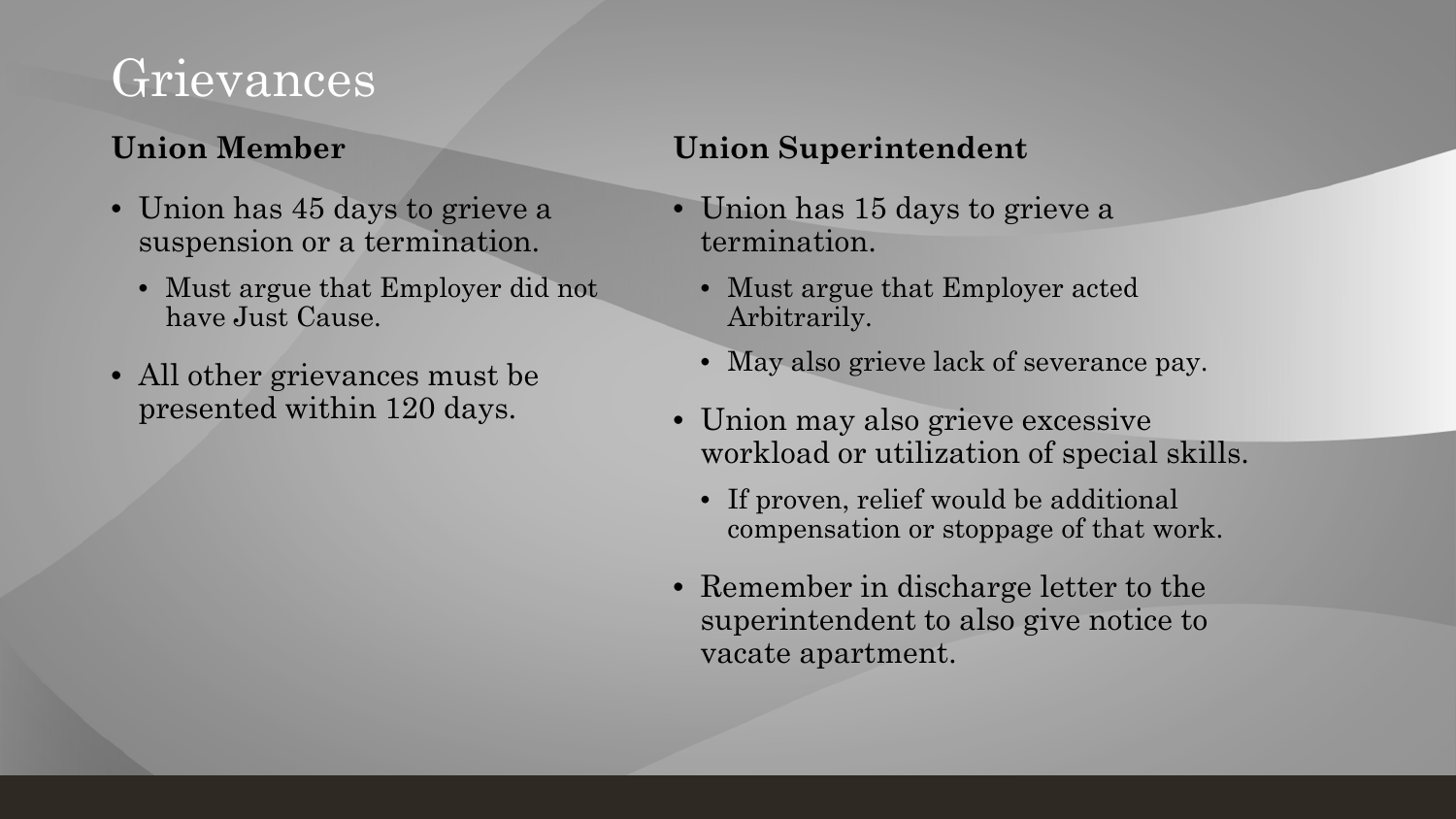# Grievances

### Union Member

- Union has 45 days to grieve a suspension or a termination.
  - Must argue that Employer did not have Just Cause.
- All other grievances must be presented within 120 days.

### Union Superintendent

- Union has 15 days to grieve a termination.
  - Must argue that Employer acted Arbitrarily.
  - May also grieve lack of severance pay.
- Union may also grieve excessive workload or utilization of special skills.
  - If proven, relief would be additional compensation or stoppage of that work.
- Remember in discharge letter to the superintendent to also give notice to vacate apartment.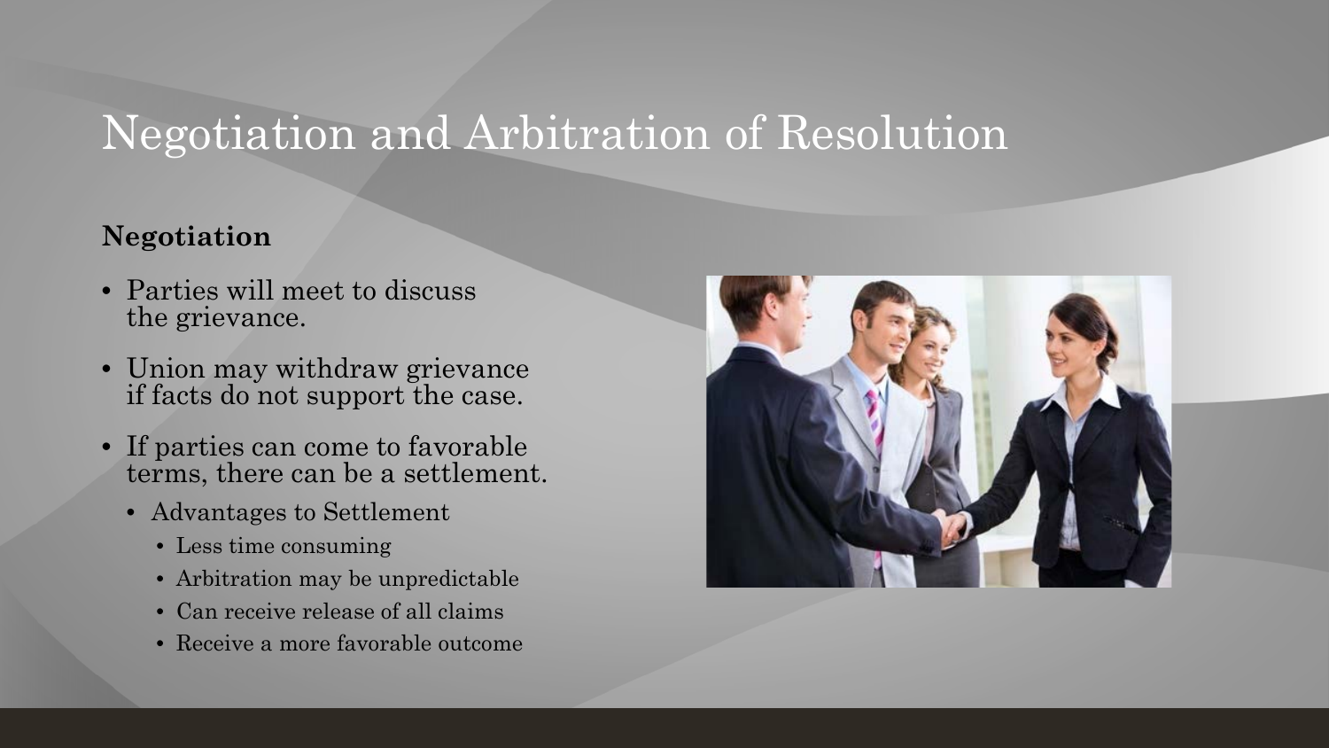# Negotiation and Arbitration of Resolution

**Negotiation**

- Parties will meet to discuss the grievance.
- Union may withdraw grievance if facts do not support the case.
- If parties can come to favorable terms, there can be a settlement.
  - Advantages to Settlement
    - Less time consuming
    - Arbitration may be unpredictable
    - Can receive release of all claims
    - Receive a more favorable outcome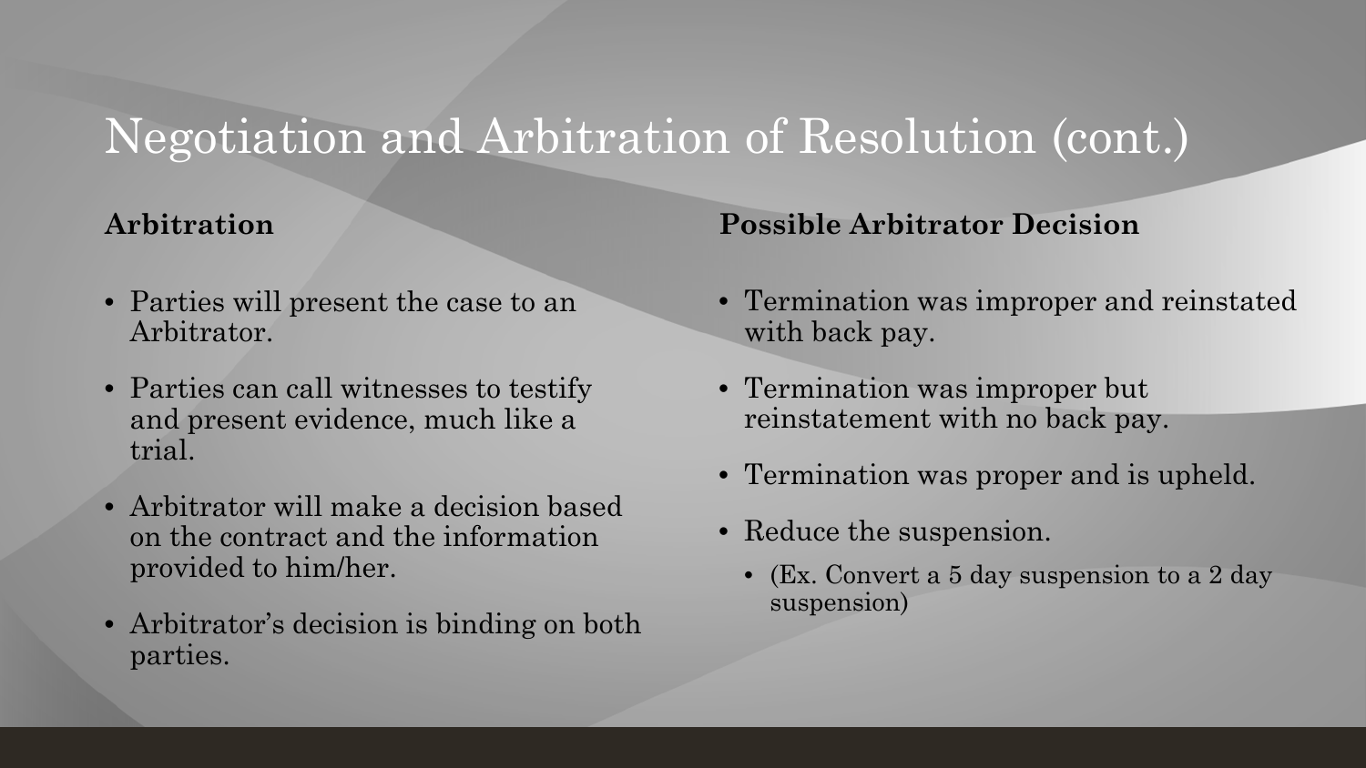# Negotiation and Arbitration of Resolution (cont.)

**Arbitration**

- Parties will present the case to an Arbitrator.
- Parties can call witnesses to testify and present evidence, much like a trial.
- Arbitrator will make a decision based on the contract and the information provided to him/her.
- Arbitrator's decision is binding on both parties.

**Possible Arbitrator Decision**

- Termination was improper and reinstated with back pay.
- Termination was improper but reinstatement with no back pay.
- Termination was proper and is upheld.
- Reduce the suspension.
  - (Ex. Convert a 5 day suspension to a 2 day suspension)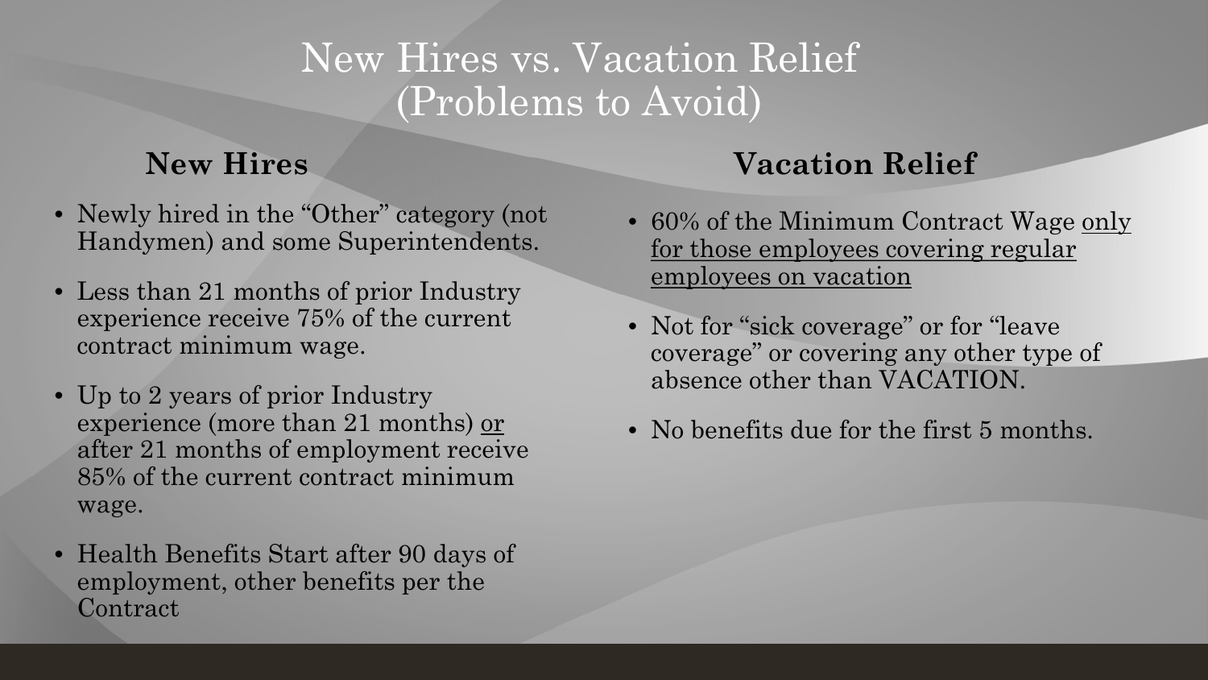# New Hires vs. Vacation Relief
# (Problems to Avoid)

## New Hires

- Newly hired in the "Other" category (not Handymen) and some Superintendents.
- Less than 21 months of prior Industry experience receive 75% of the current contract minimum wage.
- Up to 2 years of prior Industry experience (more than 21 months) <u>or</u> after 21 months of employment receive 85% of the current contract minimum wage.
- Health Benefits Start after 90 days of employment, other benefits per the Contract

## Vacation Relief

- 60% of the Minimum Contract Wage <u>only for those employees covering regular employees on vacation</u>
- Not for "sick coverage" or for "leave coverage" or covering any other type of absence other than VACATION.
- No benefits due for the first 5 months.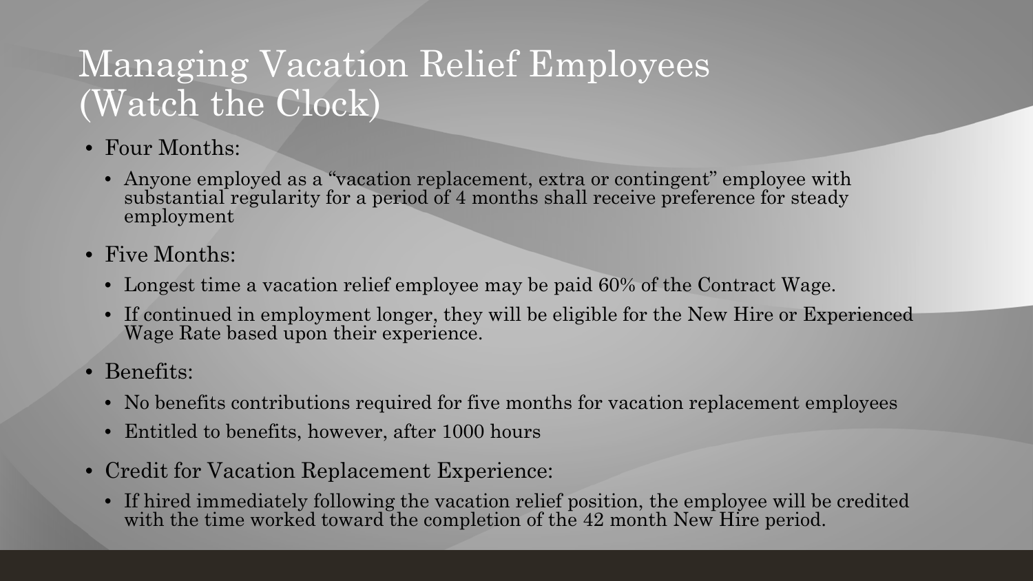# Managing Vacation Relief Employees (Watch the Clock)

- Four Months:
  - Anyone employed as a "vacation replacement, extra or contingent" employee with substantial regularity for a period of 4 months shall receive preference for steady employment
- Five Months:
  - Longest time a vacation relief employee may be paid 60% of the Contract Wage.
  - If continued in employment longer, they will be eligible for the New Hire or Experienced Wage Rate based upon their experience.
- Benefits:
  - No benefits contributions required for five months for vacation replacement employees
  - Entitled to benefits, however, after 1000 hours
- Credit for Vacation Replacement Experience:
  - If hired immediately following the vacation relief position, the employee will be credited with the time worked toward the completion of the 42 month New Hire period.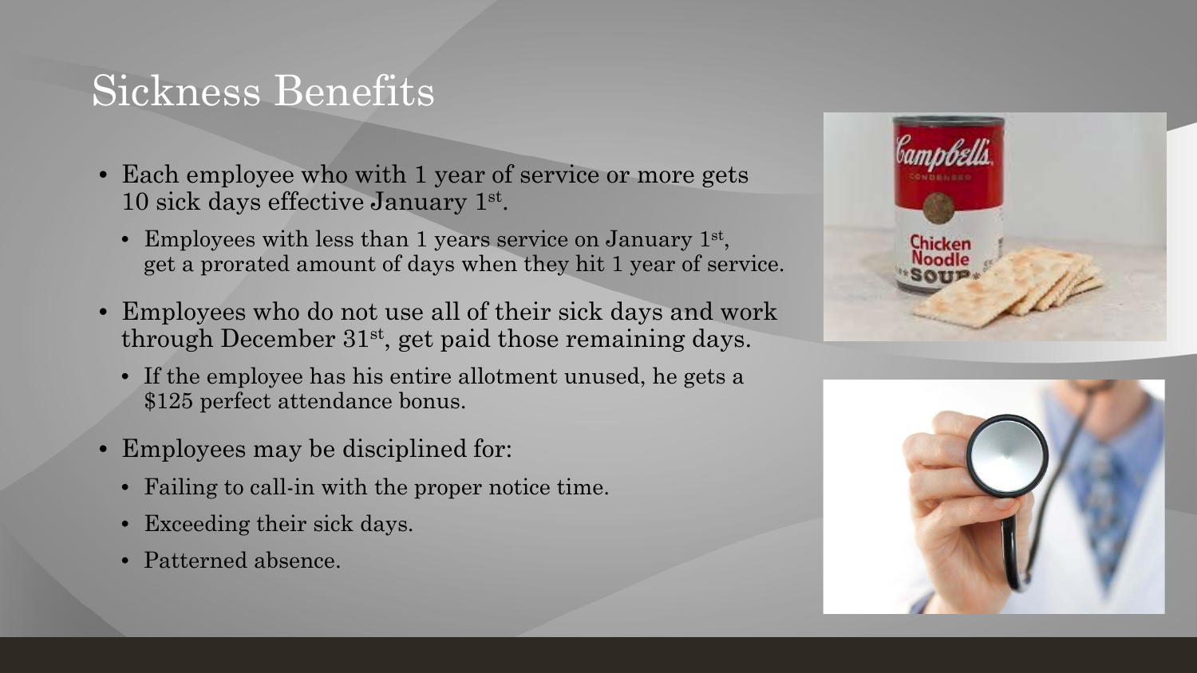# Sickness Benefits

- Each employee who with 1 year of service or more gets 10 sick days effective January 1st.
  - Employees with less than 1 years service on January 1st, get a prorated amount of days when they hit 1 year of service.
- Employees who do not use all of their sick days and work through December 31st, get paid those remaining days.
  - If the employee has his entire allotment unused, he gets a $125 perfect attendance bonus.
- Employees may be disciplined for:
  - Failing to call-in with the proper notice time.
  - Exceeding their sick days.
  - Patterned absence.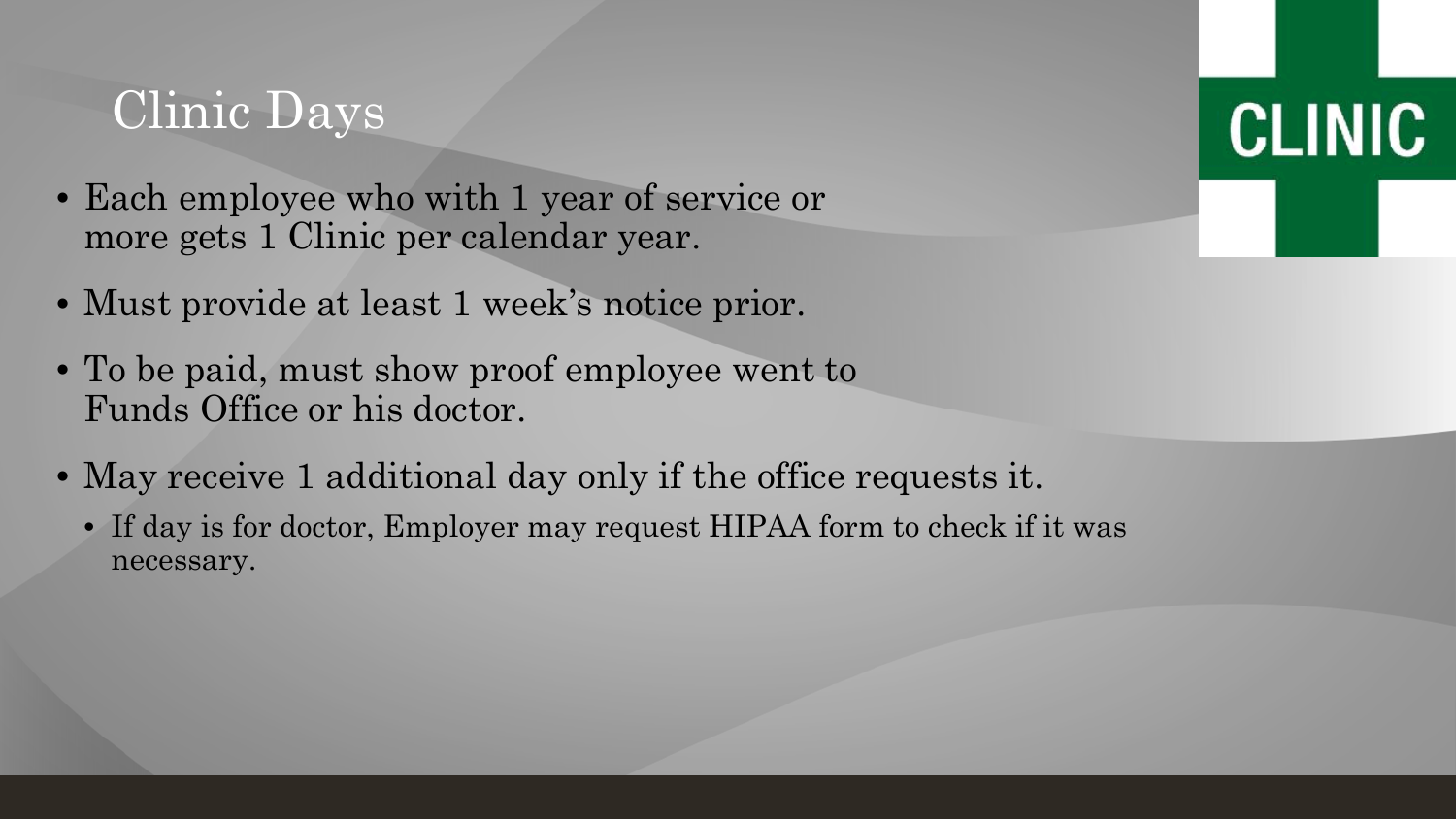# Clinic Days

- Each employee who with 1 year of service or more gets 1 Clinic per calendar year.
- Must provide at least 1 week's notice prior.
- To be paid, must show proof employee went to Funds Office or his doctor.
- May receive 1 additional day only if the office requests it.
  - If day is for doctor, Employer may request HIPAA form to check if it was necessary.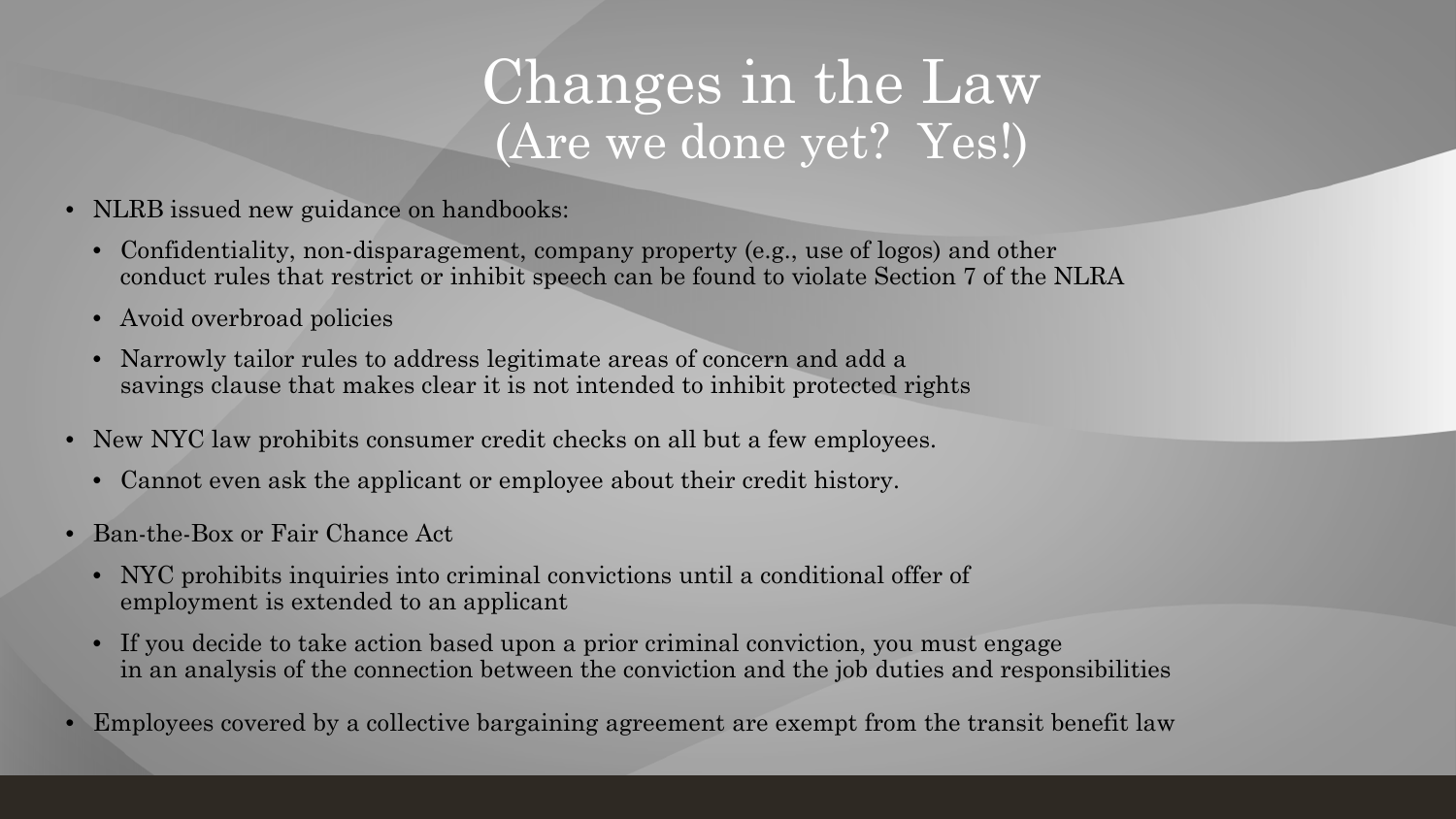# Changes in the Law
## (Are we done yet? Yes!)

- NLRB issued new guidance on handbooks:
  - Confidentiality, non-disparagement, company property (e.g., use of logos) and other conduct rules that restrict or inhibit speech can be found to violate Section 7 of the NLRA
  - Avoid overbroad policies
  - Narrowly tailor rules to address legitimate areas of concern and add a savings clause that makes clear it is not intended to inhibit protected rights
- New NYC law prohibits consumer credit checks on all but a few employees.
  - Cannot even ask the applicant or employee about their credit history.
- Ban-the-Box or Fair Chance Act
  - NYC prohibits inquiries into criminal convictions until a conditional offer of employment is extended to an applicant
  - If you decide to take action based upon a prior criminal conviction, you must engage in an analysis of the connection between the conviction and the job duties and responsibilities
- Employees covered by a collective bargaining agreement are exempt from the transit benefit law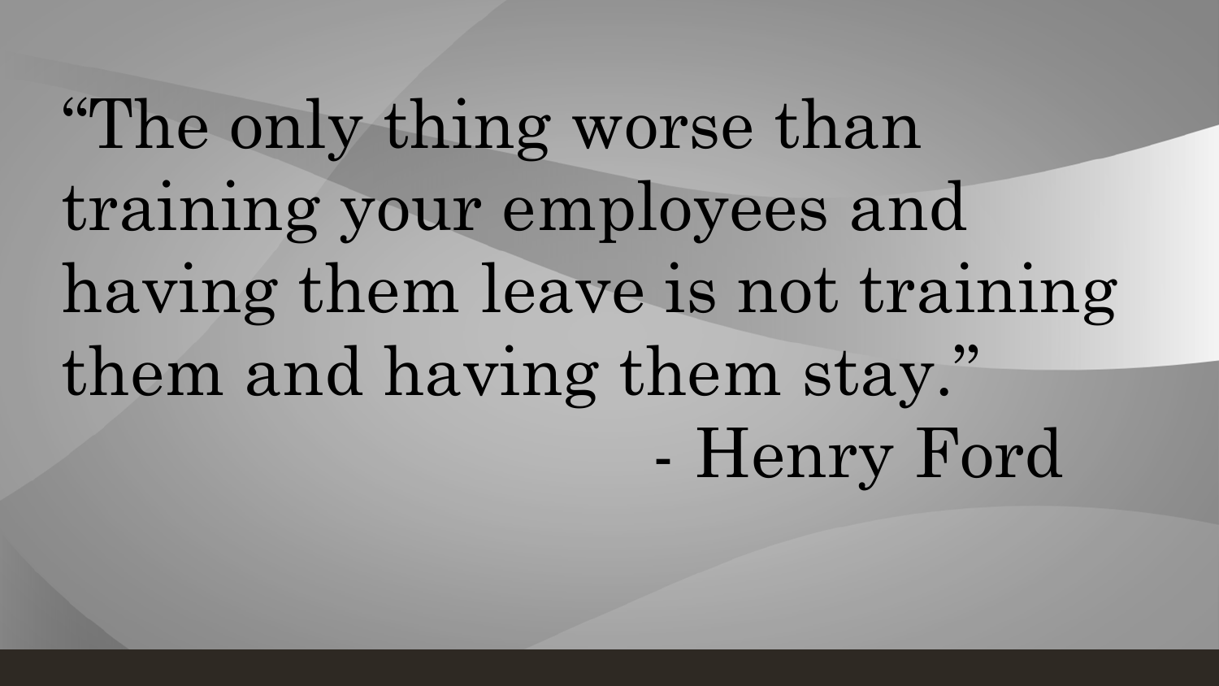"The only thing worse than training your employees and having them leave is not training them and having them stay."

- Henry Ford